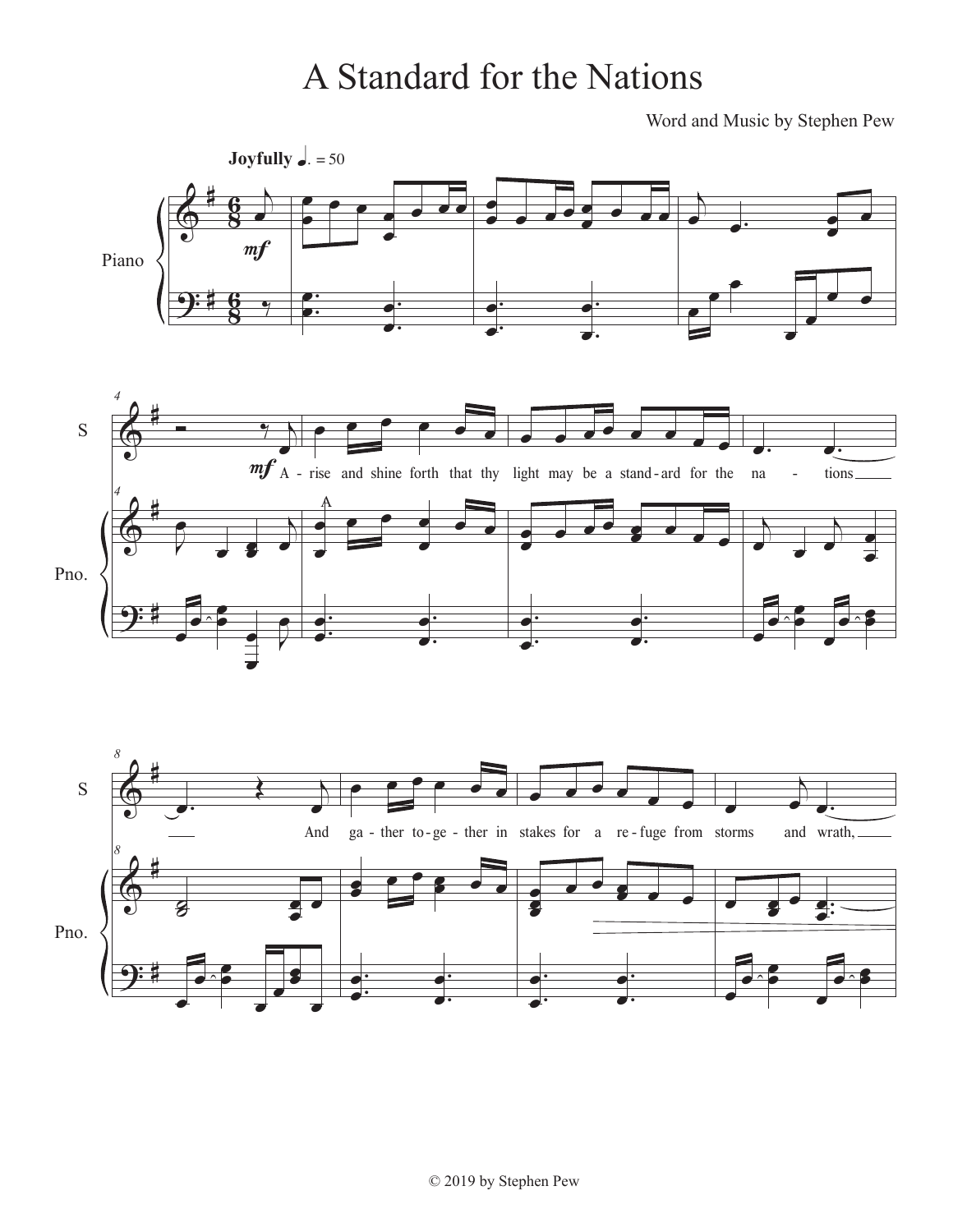# A Standard for the Nations

Word and Music by Stephen Pew

**Joyfully** ♩. = 50

A - rise and shine forth that thy light may be a stand - ard for the na - tions

And ga - ther to - ge - ther in stakes for a re - fuge from storms and wrath,

© 2019 by Stephen Pew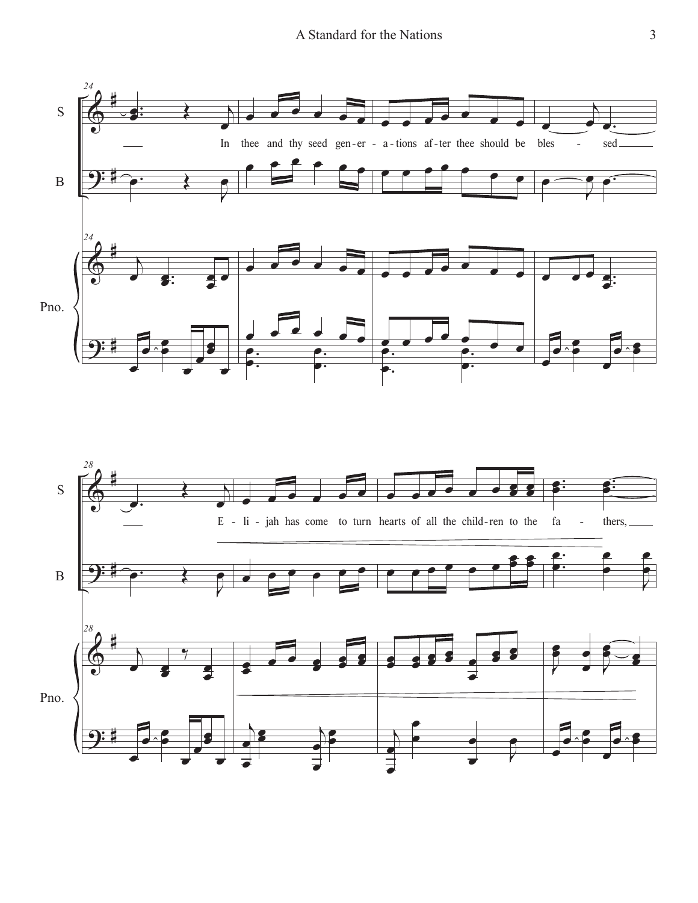S

B

Pno.

In thee and thy seed gen-er-a-tions af-ter thee should be bles - sed

S

B

Pno.

E - li - jah has come to turn hearts of all the child-ren to the fa - thers,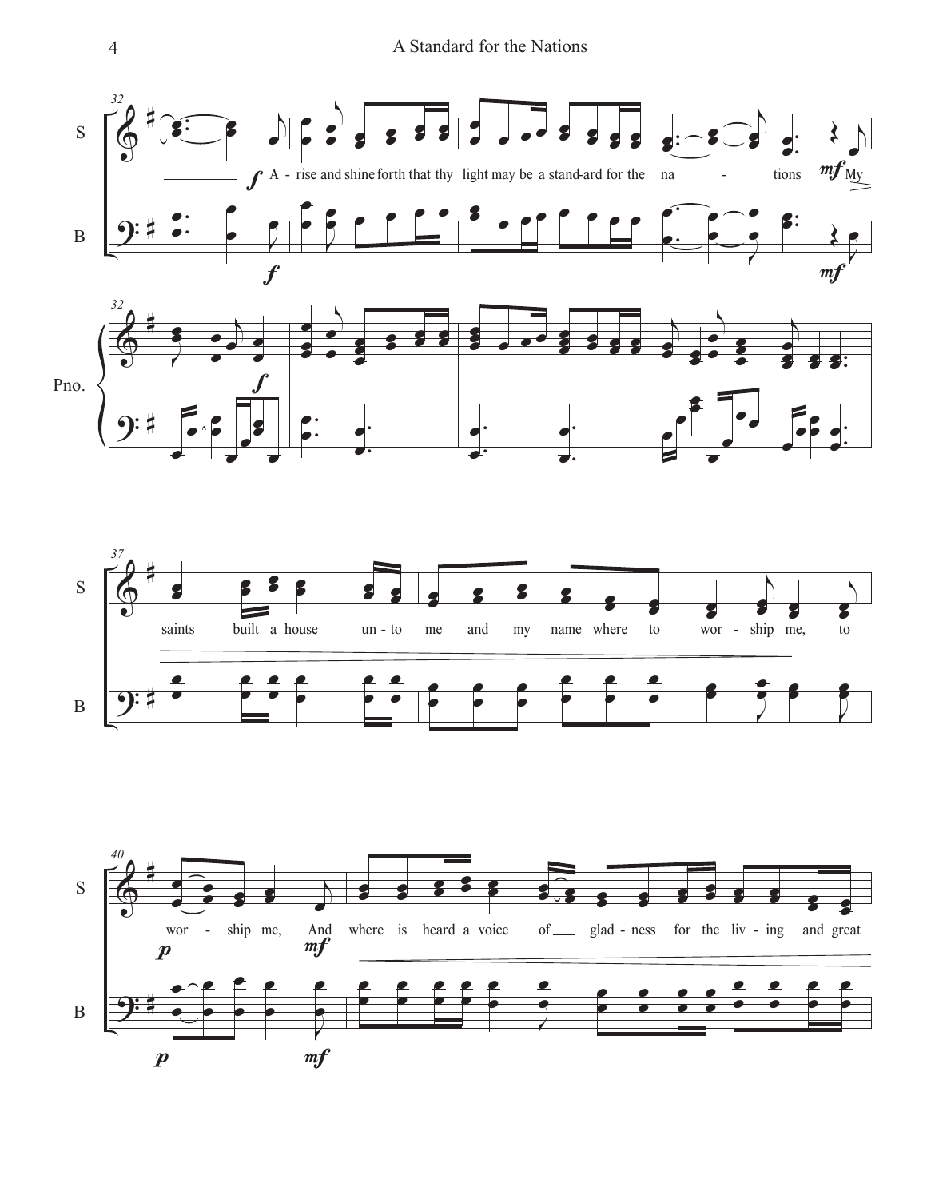A - rise and shine forth that thy light may be a stand-ard for the na - tions My

saints built a house un - to me and my name where to wor - ship me, to

wor - ship me, And where is heard a voice of glad - ness for the liv - ing and great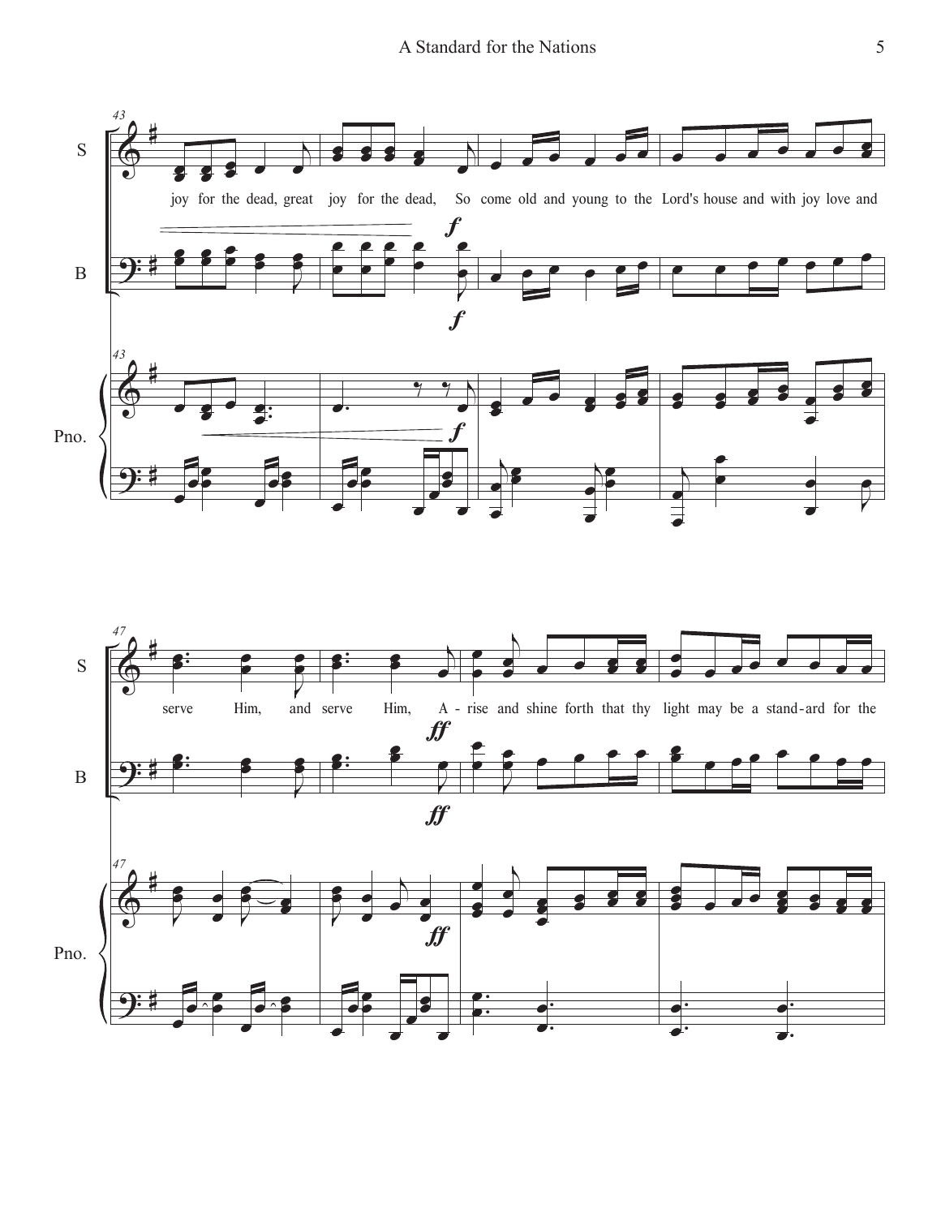joy for the dead, great joy for the dead, So come old and young to the Lord's house and with joy love and

serve Him, and serve Him, A - rise and shine forth that thy light may be a stand-ard for the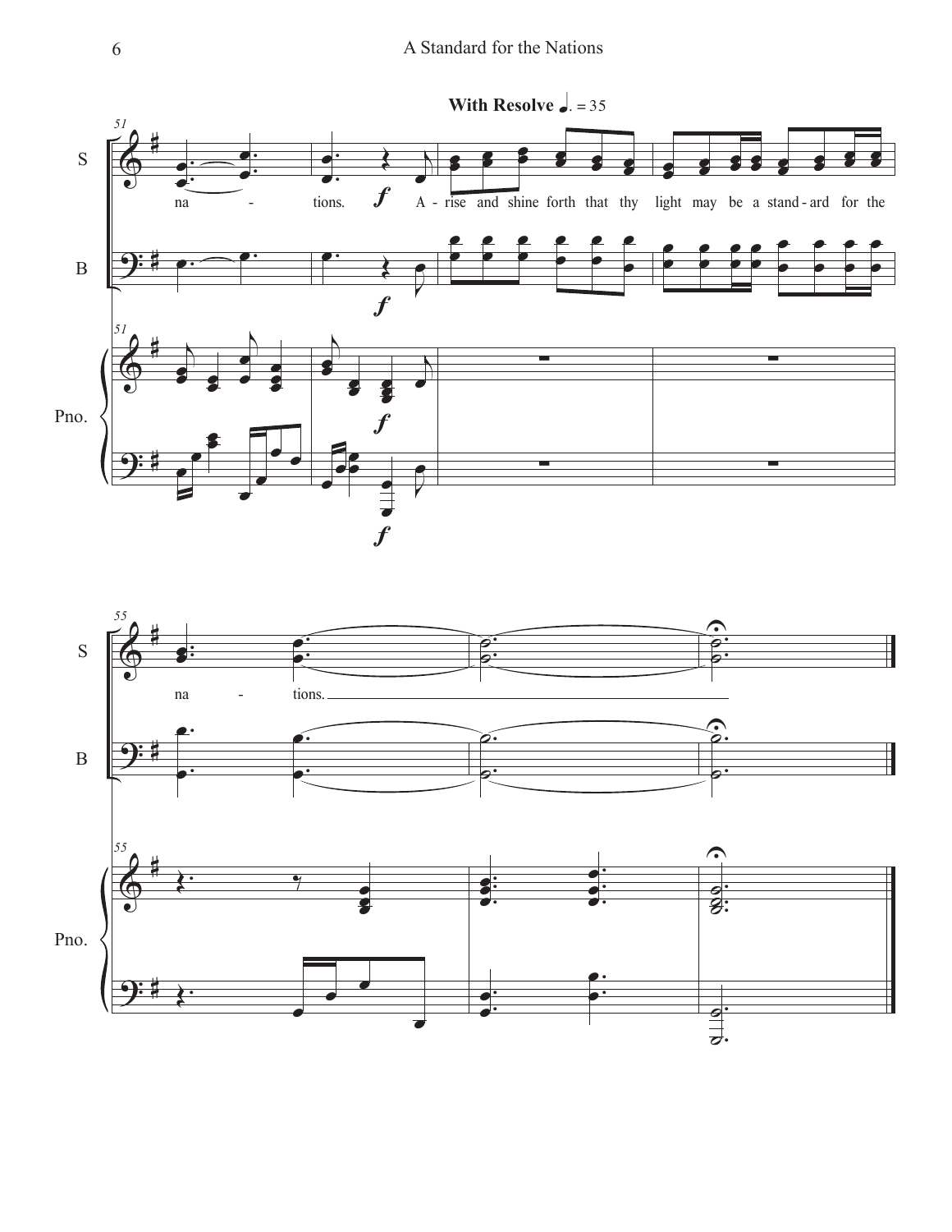**With Resolve** ♩. = 35

51

S

na - tions. *f* A - rise and shine forth that thy light may be a stand - ard for the

B

*f*

Pno.

*f*

*f*

55

S

na - tions.

B

Pno.